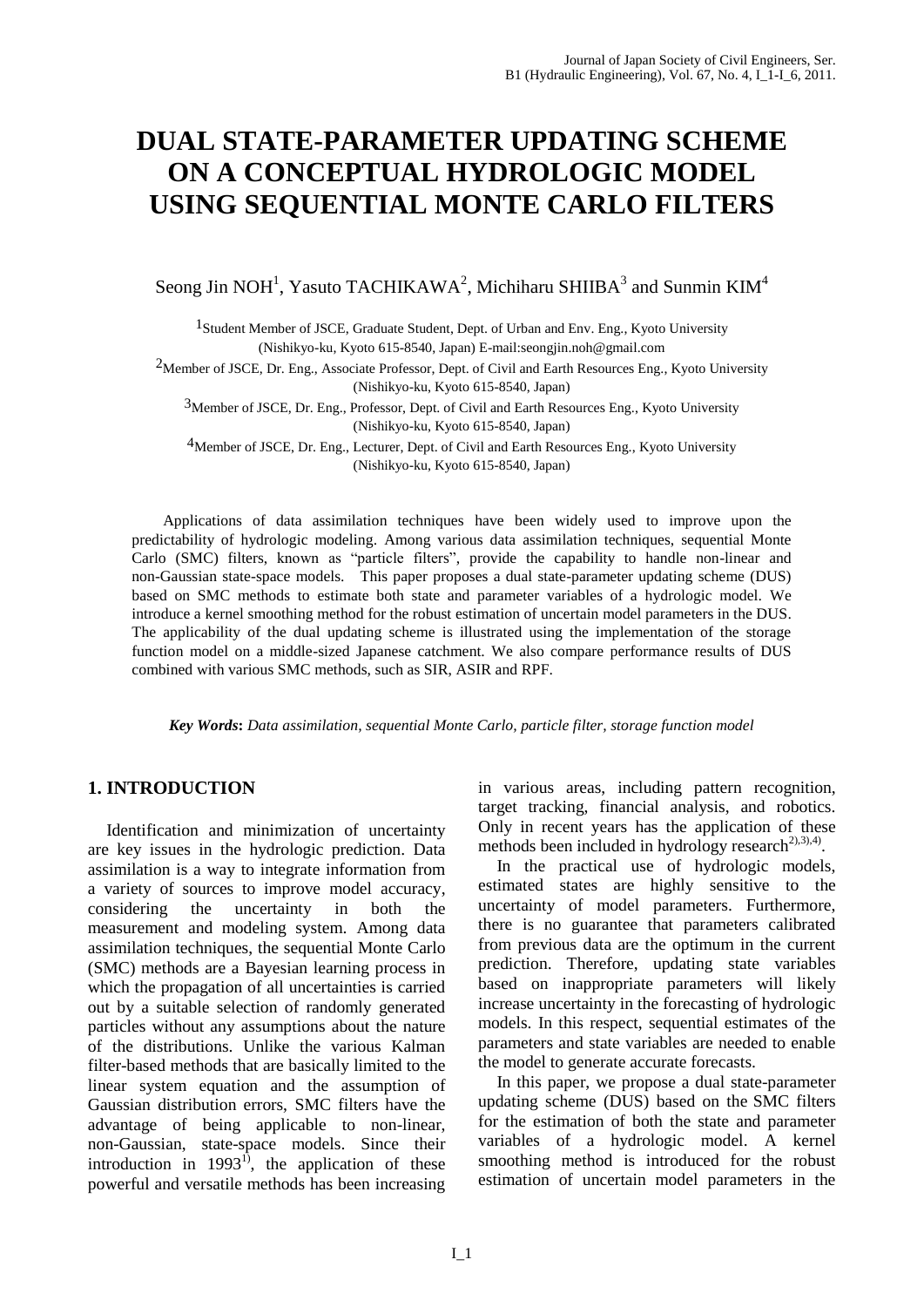# DUAL STATE-PARAMETER UPDATING SCHEME ON A CONCEPTUAL HYDROLOGIC MODEL USING SEQUENTIAL MONTE CARLO FILTERS

Seong Jin NOH[1], Yasuto TACHIKAWA[2], Michiharu SHIIBA[3] and Sunmin KIM[4]

[1]Student Member of JSCE, Graduate Student, Dept. of Urban and Env. Eng., Kyoto University (Nishikyo-ku, Kyoto 615-8540, Japan) E-mail:seongjin.noh@gmail.com

[2]Member of JSCE, Dr. Eng., Associate Professor, Dept. of Civil and Earth Resources Eng., Kyoto University (Nishikyo-ku, Kyoto 615-8540, Japan)

[3]Member of JSCE, Dr. Eng., Professor, Dept. of Civil and Earth Resources Eng., Kyoto University (Nishikyo-ku, Kyoto 615-8540, Japan)

[4]Member of JSCE, Dr. Eng., Lecturer, Dept. of Civil and Earth Resources Eng., Kyoto University (Nishikyo-ku, Kyoto 615-8540, Japan)

Applications of data assimilation techniques have been widely used to improve upon the predictability of hydrologic modeling. Among various data assimilation techniques, sequential Monte Carlo (SMC) filters, known as "particle filters", provide the capability to handle non-linear and non-Gaussian state-space models. This paper proposes a dual state-parameter updating scheme (DUS) based on SMC methods to estimate both state and parameter variables of a hydrologic model. We introduce a kernel smoothing method for the robust estimation of uncertain model parameters in the DUS. The applicability of the dual updating scheme is illustrated using the implementation of the storage function model on a middle-sized Japanese catchment. We also compare performance results of DUS combined with various SMC methods, such as SIR, ASIR and RPF.

***Key Words:*** *Data assimilation, sequential Monte Carlo, particle filter, storage function model*

## 1. INTRODUCTION

Identification and minimization of uncertainty are key issues in the hydrologic prediction. Data assimilation is a way to integrate information from a variety of sources to improve model accuracy, considering the uncertainty in both the measurement and modeling system. Among data assimilation techniques, the sequential Monte Carlo (SMC) methods are a Bayesian learning process in which the propagation of all uncertainties is carried out by a suitable selection of randomly generated particles without any assumptions about the nature of the distributions. Unlike the various Kalman filter-based methods that are basically limited to the linear system equation and the assumption of Gaussian distribution errors, SMC filters have the advantage of being applicable to non-linear, non-Gaussian, state-space models. Since their introduction in 1993[1], the application of these powerful and versatile methods has been increasing in various areas, including pattern recognition, target tracking, financial analysis, and robotics. Only in recent years has the application of these methods been included in hydrology research[2),3),4)].

In the practical use of hydrologic models, estimated states are highly sensitive to the uncertainty of model parameters. Furthermore, there is no guarantee that parameters calibrated from previous data are the optimum in the current prediction. Therefore, updating state variables based on inappropriate parameters will likely increase uncertainty in the forecasting of hydrologic models. In this respect, sequential estimates of the parameters and state variables are needed to enable the model to generate accurate forecasts.

In this paper, we propose a dual state-parameter updating scheme (DUS) based on the SMC filters for the estimation of both the state and parameter variables of a hydrologic model. A kernel smoothing method is introduced for the robust estimation of uncertain model parameters in the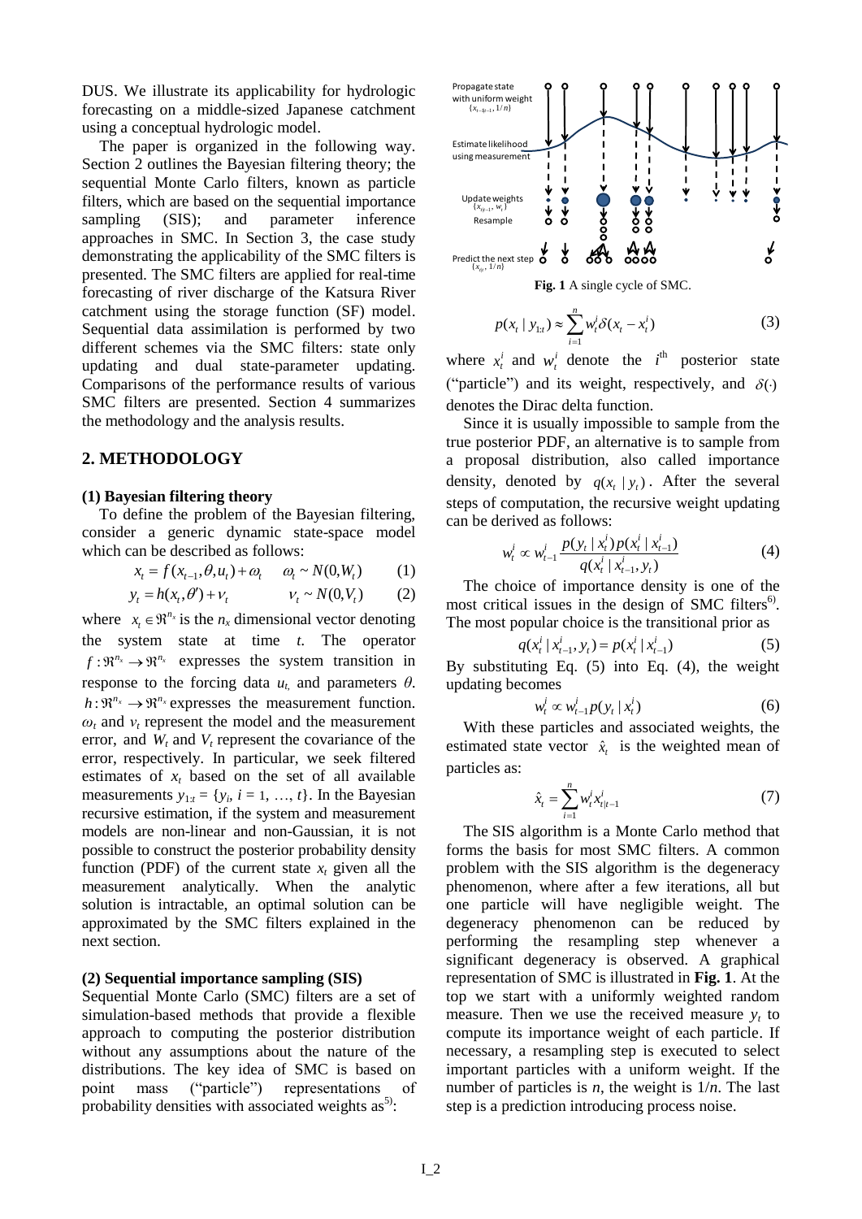DUS. We illustrate its applicability for hydrologic forecasting on a middle-sized Japanese catchment using a conceptual hydrologic model.

The paper is organized in the following way. Section 2 outlines the Bayesian filtering theory; the sequential Monte Carlo filters, known as particle filters, which are based on the sequential importance sampling (SIS); and parameter inference approaches in SMC. In Section 3, the case study demonstrating the applicability of the SMC filters is presented. The SMC filters are applied for real-time forecasting of river discharge of the Katsura River catchment using the storage function (SF) model. Sequential data assimilation is performed by two different schemes via the SMC filters: state only updating and dual state-parameter updating. Comparisons of the performance results of various SMC filters are presented. Section 4 summarizes the methodology and the analysis results.

## 2. METHODOLOGY

### (1) Bayesian filtering theory

To define the problem of the Bayesian filtering, consider a generic dynamic state-space model which can be described as follows:

$$x_t = f(x_{t-1}, \theta, u_t) + \omega_t \quad \omega_t \sim N(0, W_t) \tag{1}$$

$$y_t = h(x_t, \theta') + v_t \quad v_t \sim N(0, V_t) \tag{2}$$

where $x_t \in \Re^{n_x}$ is the $n_x$ dimensional vector denoting the system state at time $t$. The operator $f : \Re^{n_x} \rightarrow \Re^{n_x}$ expresses the system transition in response to the forcing data $u_t$, and parameters $\theta$. $h : \Re^{n_x} \rightarrow \Re^{n_x}$ expresses the measurement function. $\omega_t$ and $v_t$ represent the model and the measurement error, and $W_t$ and $V_t$ represent the covariance of the error, respectively. In particular, we seek filtered estimates of $x_t$ based on the set of all available measurements $y_{1:t} = \{y_i, i = 1, \ldots, t\}$. In the Bayesian recursive estimation, if the system and measurement models are non-linear and non-Gaussian, it is not possible to construct the posterior probability density function (PDF) of the current state $x_t$ given all the measurement analytically. When the analytic solution is intractable, an optimal solution can be approximated by the SMC filters explained in the next section.

### (2) Sequential importance sampling (SIS)

Sequential Monte Carlo (SMC) filters are a set of simulation-based methods that provide a flexible approach to computing the posterior distribution without any assumptions about the nature of the distributions. The key idea of SMC is based on point mass ("particle") representations of probability densities with associated weights as[5]:

Propagate state with uniform weight $\{x_{t-1|t-1}, 1/n\}$

Estimate likelihood using measurement

Update weights $\{x_{t|t-1}, w_t\}$

Resample

Predict the next step $\{x_{t|t}, 1/n\}$

**Fig. 1** A single cycle of SMC.

$$p(x_t \mid y_{1:t}) \approx \sum_{i=1}^{n} w_t^i \delta(x_t - x_t^i) \tag{3}$$

where $x_t^i$ and $w_t^i$ denote the $i^{\text{th}}$ posterior state ("particle") and its weight, respectively, and $\delta(\cdot)$ denotes the Dirac delta function.

Since it is usually impossible to sample from the true posterior PDF, an alternative is to sample from a proposal distribution, also called importance density, denoted by $q(x_t \mid y_t)$. After the several steps of computation, the recursive weight updating can be derived as follows:

$$w_t^i \propto w_{t-1}^i \frac{p(y_t \mid x_t^i) p(x_t^i \mid x_{t-1}^i)}{q(x_t^i \mid x_{t-1}^i, y_t)} \tag{4}$$

The choice of importance density is one of the most critical issues in the design of SMC filters[6]. The most popular choice is the transitional prior as

$$q(x_t^i \mid x_{t-1}^i, y_t) = p(x_t^i \mid x_{t-1}^i) \tag{5}$$

By substituting Eq. (5) into Eq. (4), the weight updating becomes

$$w_t^i \propto w_{t-1}^i p(y_t \mid x_t^i) \tag{6}$$

With these particles and associated weights, the estimated state vector $\hat{x}_t$ is the weighted mean of particles as:

$$\hat{x}_t = \sum_{i=1}^{n} w_t^i x_{t|t-1}^i \tag{7}$$

The SIS algorithm is a Monte Carlo method that forms the basis for most SMC filters. A common problem with the SIS algorithm is the degeneracy phenomenon, where after a few iterations, all but one particle will have negligible weight. The degeneracy phenomenon can be reduced by performing the resampling step whenever a significant degeneracy is observed. A graphical representation of SMC is illustrated in **Fig. 1**. At the top we start with a uniformly weighted random measure. Then we use the received measure $y_t$ to compute its importance weight of each particle. If necessary, a resampling step is executed to select important particles with a uniform weight. If the number of particles is $n$, the weight is $1/n$. The last step is a prediction introducing process noise.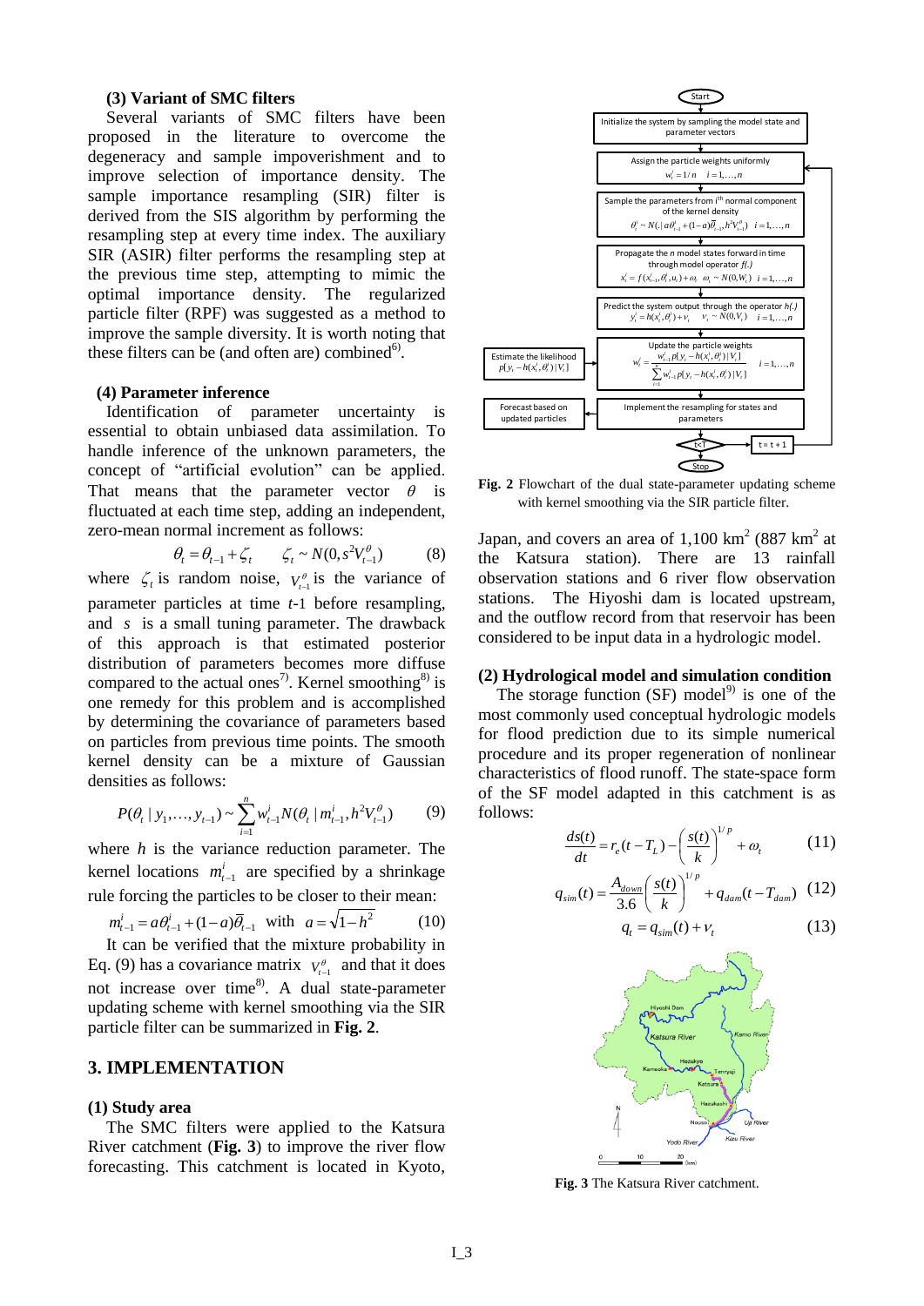### (3) Variant of SMC filters

Several variants of SMC filters have been proposed in the literature to overcome the degeneracy and sample impoverishment and to improve selection of importance density. The sample importance resampling (SIR) filter is derived from the SIS algorithm by performing the resampling step at every time index. The auxiliary SIR (ASIR) filter performs the resampling step at the previous time step, attempting to mimic the optimal importance density. The regularized particle filter (RPF) was suggested as a method to improve the sample diversity. It is worth noting that these filters can be (and often are) combined[6].

### (4) Parameter inference

Identification of parameter uncertainty is essential to obtain unbiased data assimilation. To handle inference of the unknown parameters, the concept of "artificial evolution" can be applied. That means that the parameter vector $\theta$ is fluctuated at each time step, adding an independent, zero-mean normal increment as follows:

$$\theta_t = \theta_{t-1} + \zeta_t \qquad \zeta_t \sim N(0, s^2 V_{t-1}^{\theta}) \tag{8}$$

where $\zeta_t$ is random noise, $V_{t-1}^{\theta}$ is the variance of parameter particles at time $t$-1 before resampling, and $s$ is a small tuning parameter. The drawback of this approach is that estimated posterior distribution of parameters becomes more diffuse compared to the actual ones[7]. Kernel smoothing[8] is one remedy for this problem and is accomplished by determining the covariance of parameters based on particles from previous time points. The smooth kernel density can be a mixture of Gaussian densities as follows:

$$P(\theta_t \mid y_1, \ldots, y_{t-1}) \sim \sum_{i=1}^{n} w_{t-1}^i N(\theta_t \mid m_{t-1}^i, h^2 V_{t-1}^{\theta}) \tag{9}$$

where $h$ is the variance reduction parameter. The kernel locations $m_{t-1}^i$ are specified by a shrinkage rule forcing the particles to be closer to their mean:

$$m_{t-1}^i = a\theta_{t-1}^i + (1-a)\bar{\theta}_{t-1} \quad \text{with} \quad a = \sqrt{1-h^2} \tag{10}$$

It can be verified that the mixture probability in Eq. (9) has a covariance matrix $V_{t-1}^{\theta}$ and that it does not increase over time[8]. A dual state-parameter updating scheme with kernel smoothing via the SIR particle filter can be summarized in **Fig. 2**.

Start

Initialize the system by sampling the model state and parameter vectors

Assign the particle weights uniformly $w_t^i = 1/n \quad i = 1, \ldots, n$

Sample the parameters from $i^{th}$ normal component of the kernel density $\theta_t^i \sim N(.\mid a\theta_{t-1}^i + (1-a)\bar{\theta}_{t-1}, h^2 V_{t-1}^{\theta}) \quad i = 1, \ldots, n$

Propagate the $n$ model states forward in time through model operator $f(.)$ $x_t^i = f(x_{t-1}^i, \theta_t^i, u_t) + \omega_t \quad \omega_t \sim N(0, W_t) \quad i = 1, \ldots, n$

Predict the system output through the operator $h(.)$ $y_t^i = h(x_t^i, \theta_t^i) + v_t \quad v_t \sim N(0, V_t) \quad i = 1, \ldots, n$

Estimate the likelihood $p[y_t - h(x_t^i, \theta_t^i) \mid V_t]$

Update the particle weights $w_t^i = \frac{w_{t-1}^i p[y_t - h(x_t^i, \theta_t^i) \mid V_t]}{\sum_{i=1}^{n} w_{t-1}^i p[y_t - h(x_t^i, \theta_t^i) \mid V_t]} \quad i = 1, \ldots, n$

Implement the resampling for states and parameters

Forecast based on updated particles

t<T → t = t + 1

Stop

**Fig. 2** Flowchart of the dual state-parameter updating scheme with kernel smoothing via the SIR particle filter.

## 3. IMPLEMENTATION

### (1) Study area

The SMC filters were applied to the Katsura River catchment (**Fig. 3**) to improve the river flow forecasting. This catchment is located in Kyoto, Japan, and covers an area of 1,100 km$^2$ (887 km$^2$ at the Katsura station). There are 13 rainfall observation stations and 6 river flow observation stations. The Hiyoshi dam is located upstream, and the outflow record from that reservoir has been considered to be input data in a hydrologic model.

### (2) Hydrological model and simulation condition

The storage function (SF) model[9] is one of the most commonly used conceptual hydrologic models for flood prediction due to its simple numerical procedure and its proper regeneration of nonlinear characteristics of flood runoff. The state-space form of the SF model adapted in this catchment is as follows:

$$\frac{ds(t)}{dt} = r_e(t - T_L) - \left(\frac{s(t)}{k}\right)^{1/p} + \omega_t \tag{11}$$

$$q_{sim}(t) = \frac{A_{down}}{3.6}\left(\frac{s(t)}{k}\right)^{1/p} + q_{dam}(t - T_{dam}) \tag{12}$$

$$q_t = q_{sim}(t) + v_t \tag{13}$$

Hiyoshi Dam, Katsura River, Kamo River, Kameoka, Hozukyo, Tenryuji, Katsura, Hazukashi, Nouso, Uji River, Kizu River, Yodo River, N, 0 10 20 (km)

**Fig. 3** The Katsura River catchment.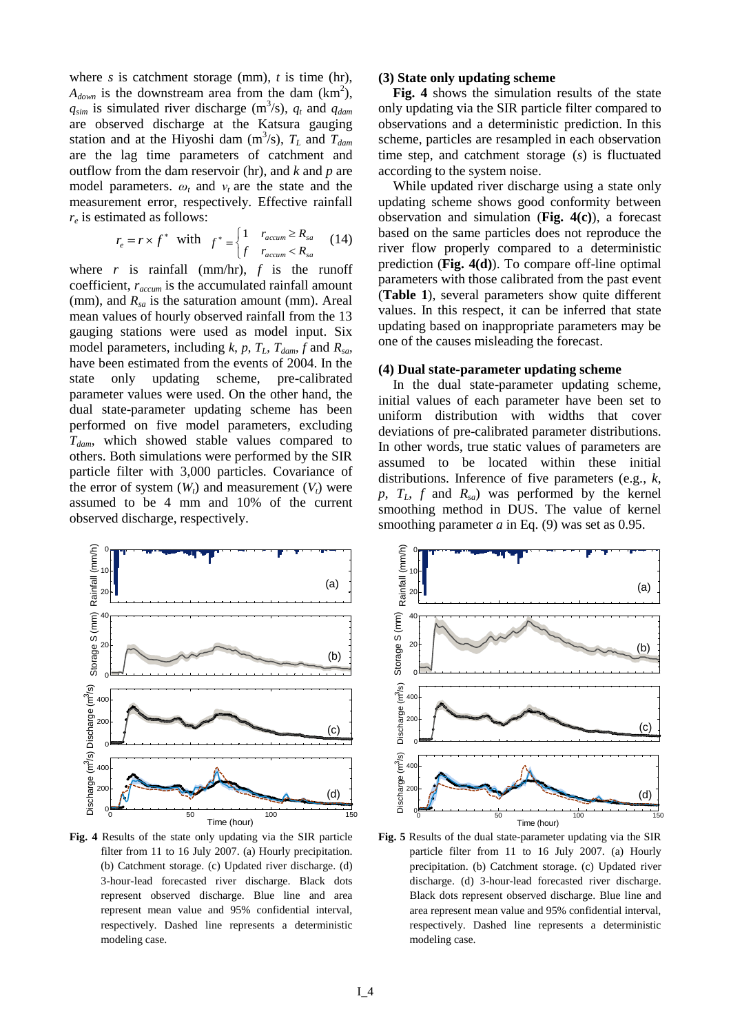where $s$ is catchment storage (mm), $t$ is time (hr), $A_{down}$ is the downstream area from the dam (km$^2$), $q_{sim}$ is simulated river discharge (m$^3$/s), $q_t$ and $q_{dam}$ are observed discharge at the Katsura gauging station and at the Hiyoshi dam (m$^3$/s), $T_L$ and $T_{dam}$ are the lag time parameters of catchment and outflow from the dam reservoir (hr), and $k$ and $p$ are model parameters. $\omega_t$ and $v_t$ are the state and the measurement error, respectively. Effective rainfall $r_e$ is estimated as follows:

$$r_e = r \times f^* \quad \text{with} \quad f^* = \begin{cases} 1 & r_{accum} \geq R_{sa} \\ f & r_{accum} < R_{sa} \end{cases} \quad (14)$$

where $r$ is rainfall (mm/hr), $f$ is the runoff coefficient, $r_{accum}$ is the accumulated rainfall amount (mm), and $R_{sa}$ is the saturation amount (mm). Areal mean values of hourly observed rainfall from the 13 gauging stations were used as model input. Six model parameters, including $k$, $p$, $T_L$, $T_{dam}$, $f$ and $R_{sa}$, have been estimated from the events of 2004. In the state only updating scheme, pre-calibrated parameter values were used. On the other hand, the dual state-parameter updating scheme has been performed on five model parameters, excluding $T_{dam}$, which showed stable values compared to others. Both simulations were performed by the SIR particle filter with 3,000 particles. Covariance of the error of system ($W_t$) and measurement ($V_t$) were assumed to be 4 mm and 10% of the current observed discharge, respectively.

**(3) State only updating scheme**

**Fig. 4** shows the simulation results of the state only updating via the SIR particle filter compared to observations and a deterministic prediction. In this scheme, particles are resampled in each observation time step, and catchment storage ($s$) is fluctuated according to the system noise.

While updated river discharge using a state only updating scheme shows good conformity between observation and simulation (**Fig. 4(c)**), a forecast based on the same particles does not reproduce the river flow properly compared to a deterministic prediction (**Fig. 4(d)**). To compare off-line optimal parameters with those calibrated from the past event (**Table 1**), several parameters show quite different values. In this respect, it can be inferred that state updating based on inappropriate parameters may be one of the causes misleading the forecast.

**(4) Dual state-parameter updating scheme**

In the dual state-parameter updating scheme, initial values of each parameter have been set to uniform distribution with widths that cover deviations of pre-calibrated parameter distributions. In other words, true static values of parameters are assumed to be located within these initial distributions. Inference of five parameters (e.g., $k$, $p$, $T_L$, $f$ and $R_{sa}$) was performed by the kernel smoothing method in DUS. The value of kernel smoothing parameter $a$ in Eq. (9) was set as 0.95.

**Fig. 4** Results of the state only updating via the SIR particle filter from 11 to 16 July 2007. (a) Hourly precipitation. (b) Catchment storage. (c) Updated river discharge. (d) 3-hour-lead forecasted river discharge. Black dots represent observed discharge. Blue line and area represent mean value and 95% confidential interval, respectively. Dashed line represents a deterministic modeling case.

**Fig. 5** Results of the dual state-parameter updating via the SIR particle filter from 11 to 16 July 2007. (a) Hourly precipitation. (b) Catchment storage. (c) Updated river discharge. (d) 3-hour-lead forecasted river discharge. Black dots represent observed discharge. Blue line and area represent mean value and 95% confidential interval, respectively. Dashed line represents a deterministic modeling case.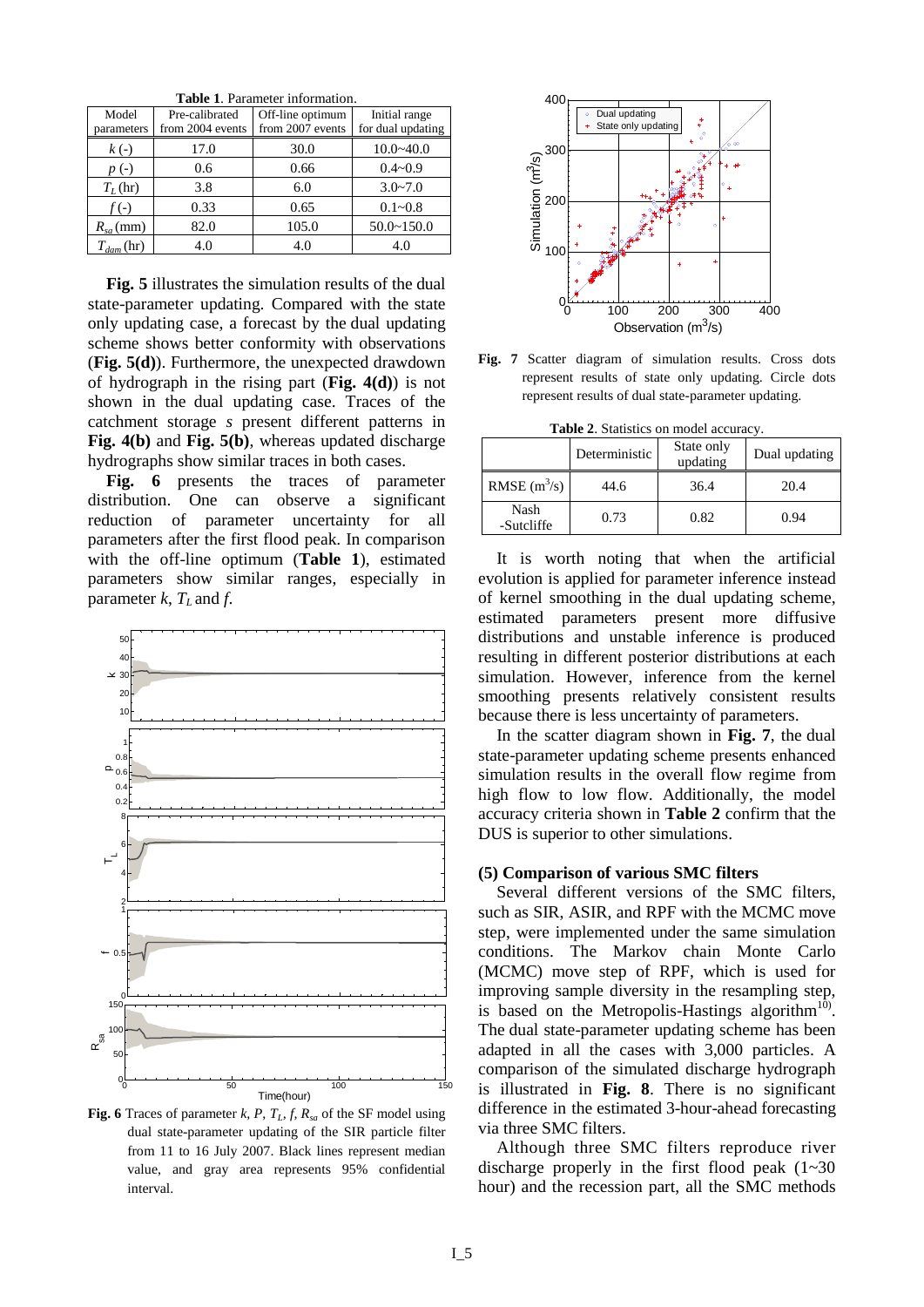**Table 1**. Parameter information.

| Model parameters | Pre-calibrated from 2004 events | Off-line optimum from 2007 events | Initial range for dual updating |
|---|---|---|---|
| $k$ (-) | 17.0 | 30.0 | 10.0~40.0 |
| $p$ (-) | 0.6 | 0.66 | 0.4~0.9 |
| $T_L$ (hr) | 3.8 | 6.0 | 3.0~7.0 |
| $f$ (-) | 0.33 | 0.65 | 0.1~0.8 |
| $R_{sa}$ (mm) | 82.0 | 105.0 | 50.0~150.0 |
| $T_{dam}$ (hr) | 4.0 | 4.0 | 4.0 |

**Fig. 5** illustrates the simulation results of the dual state-parameter updating. Compared with the state only updating case, a forecast by the dual updating scheme shows better conformity with observations (**Fig. 5(d)**). Furthermore, the unexpected drawdown of hydrograph in the rising part (**Fig. 4(d)**) is not shown in the dual updating case. Traces of the catchment storage $s$ present different patterns in **Fig. 4(b)** and **Fig. 5(b)**, whereas updated discharge hydrographs show similar traces in both cases.

**Fig. 6** presents the traces of parameter distribution. One can observe a significant reduction of parameter uncertainty for all parameters after the first flood peak. In comparison with the off-line optimum (**Table 1**), estimated parameters show similar ranges, especially in parameter $k$, $T_L$ and $f$.

**Fig. 6** Traces of parameter $k$, $P$, $T_L$, $f$, $R_{sa}$ of the SF model using dual state-parameter updating of the SIR particle filter from 11 to 16 July 2007. Black lines represent median value, and gray area represents 95% confidential interval.

**Fig. 7** Scatter diagram of simulation results. Cross dots represent results of state only updating. Circle dots represent results of dual state-parameter updating.

**Table 2**. Statistics on model accuracy.

| | Deterministic | State only updating | Dual updating |
|---|---|---|---|
| RMSE ($m^3$/s) | 44.6 | 36.4 | 20.4 |
| Nash -Sutcliffe | 0.73 | 0.82 | 0.94 |

It is worth noting that when the artificial evolution is applied for parameter inference instead of kernel smoothing in the dual updating scheme, estimated parameters present more diffusive distributions and unstable inference is produced resulting in different posterior distributions at each simulation. However, inference from the kernel smoothing presents relatively consistent results because there is less uncertainty of parameters.

In the scatter diagram shown in **Fig. 7**, the dual state-parameter updating scheme presents enhanced simulation results in the overall flow regime from high flow to low flow. Additionally, the model accuracy criteria shown in **Table 2** confirm that the DUS is superior to other simulations.

### (5) Comparison of various SMC filters

Several different versions of the SMC filters, such as SIR, ASIR, and RPF with the MCMC move step, were implemented under the same simulation conditions. The Markov chain Monte Carlo (MCMC) move step of RPF, which is used for improving sample diversity in the resampling step, is based on the Metropolis-Hastings algorithm[10]. The dual state-parameter updating scheme has been adapted in all the cases with 3,000 particles. A comparison of the simulated discharge hydrograph is illustrated in **Fig. 8**. There is no significant difference in the estimated 3-hour-ahead forecasting via three SMC filters.

Although three SMC filters reproduce river discharge properly in the first flood peak (1~30 hour) and the recession part, all the SMC methods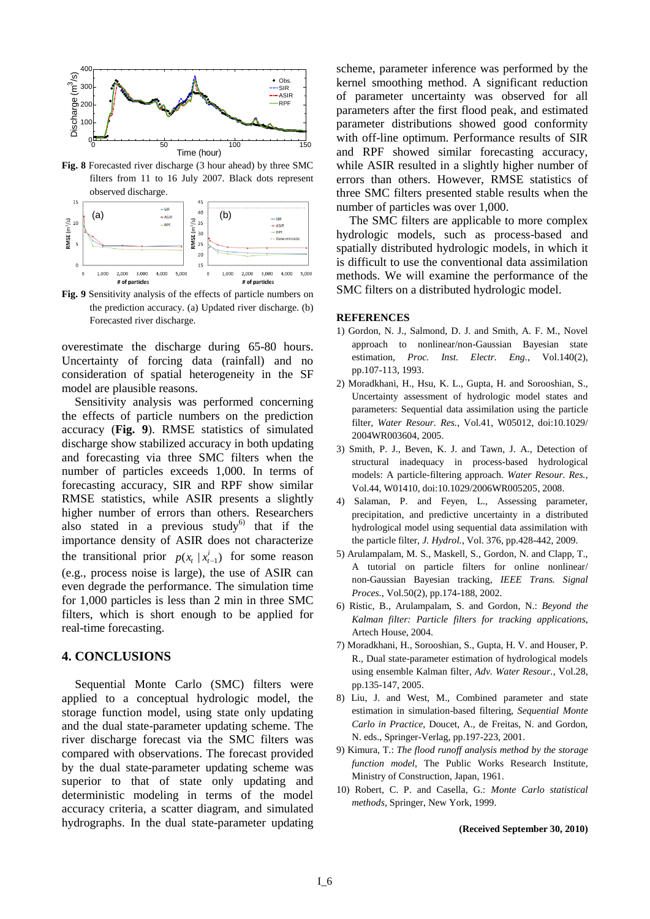400
300
200
100
0
Discharge (m$^3$/s)
0
50
100
150
Time (hour)
Obs.
SIR
ASIR
RPF

**Fig. 8** Forecasted river discharge (3 hour ahead) by three SMC filters from 11 to 16 July 2007. Black dots represent observed discharge.

(a)
15
10
5
0
RMSE (m$^3$/s)
0
1,000
2,000
3,000
4,000
5,000
# of particles
SIR
ASIR
RPF

(b)
45
40
35
30
25
20
15
RMSE (m$^3$/s)
0
1,000
2,000
3,000
4,000
5,000
# of particles
SIR
ASIR
RPF
Deterministic

**Fig. 9** Sensitivity analysis of the effects of particle numbers on the prediction accuracy. (a) Updated river discharge. (b) Forecasted river discharge.

overestimate the discharge during 65-80 hours. Uncertainty of forcing data (rainfall) and no consideration of spatial heterogeneity in the SF model are plausible reasons.

Sensitivity analysis was performed concerning the effects of particle numbers on the prediction accuracy (**Fig. 9**). RMSE statistics of simulated discharge show stabilized accuracy in both updating and forecasting via three SMC filters when the number of particles exceeds 1,000. In terms of forecasting accuracy, SIR and RPF show similar RMSE statistics, while ASIR presents a slightly higher number of errors than others. Researchers also stated in a previous study[6] that if the importance density of ASIR does not characterize the transitional prior $p(x_t \mid x_{t-1}^i)$ for some reason (e.g., process noise is large), the use of ASIR can even degrade the performance. The simulation time for 1,000 particles is less than 2 min in three SMC filters, which is short enough to be applied for real-time forecasting.

## 4. CONCLUSIONS

Sequential Monte Carlo (SMC) filters were applied to a conceptual hydrologic model, the storage function model, using state only updating and the dual state-parameter updating scheme. The river discharge forecast via the SMC filters was compared with observations. The forecast provided by the dual state-parameter updating scheme was superior to that of state only updating and deterministic modeling in terms of the model accuracy criteria, a scatter diagram, and simulated hydrographs. In the dual state-parameter updating scheme, parameter inference was performed by the kernel smoothing method. A significant reduction of parameter uncertainty was observed for all parameters after the first flood peak, and estimated parameter distributions showed good conformity with off-line optimum. Performance results of SIR and RPF showed similar forecasting accuracy, while ASIR resulted in a slightly higher number of errors than others. However, RMSE statistics of three SMC filters presented stable results when the number of particles was over 1,000.

The SMC filters are applicable to more complex hydrologic models, such as process-based and spatially distributed hydrologic models, in which it is difficult to use the conventional data assimilation methods. We will examine the performance of the SMC filters on a distributed hydrologic model.

#### REFERENCES

1) Gordon, N. J., Salmond, D. J. and Smith, A. F. M., Novel approach to nonlinear/non-Gaussian Bayesian state estimation, *Proc. Inst. Electr. Eng.*, Vol.140(2), pp.107-113, 1993.
2) Moradkhani, H., Hsu, K. L., Gupta, H. and Sorooshian, S., Uncertainty assessment of hydrologic model states and parameters: Sequential data assimilation using the particle filter, *Water Resour. Res.*, Vol.41, W05012, doi:10.1029/2004WR003604, 2005.
3) Smith, P. J., Beven, K. J. and Tawn, J. A., Detection of structural inadequacy in process-based hydrological models: A particle-filtering approach. *Water Resour. Res.*, Vol.44, W01410, doi:10.1029/2006WR005205, 2008.
4) Salaman, P. and Feyen, L., Assessing parameter, precipitation, and predictive uncertainty in a distributed hydrological model using sequential data assimilation with the particle filter, *J. Hydrol.*, Vol. 376, pp.428-442, 2009.
5) Arulampalam, M. S., Maskell, S., Gordon, N. and Clapp, T., A tutorial on particle filters for online nonlinear/non-Gaussian Bayesian tracking, *IEEE Trans. Signal Proces.*, Vol.50(2), pp.174-188, 2002.
6) Ristic, B., Arulampalam, S. and Gordon, N.: *Beyond the Kalman filter: Particle filters for tracking applications*, Artech House, 2004.
7) Moradkhani, H., Sorooshian, S., Gupta, H. V. and Houser, P. R., Dual state-parameter estimation of hydrological models using ensemble Kalman filter, *Adv. Water Resour.*, Vol.28, pp.135-147, 2005.
8) Liu, J. and West, M., Combined parameter and state estimation in simulation-based filtering, *Sequential Monte Carlo in Practice*, Doucet, A., de Freitas, N. and Gordon, N. eds., Springer-Verlag, pp.197-223, 2001.
9) Kimura, T.: *The flood runoff analysis method by the storage function model*, The Public Works Research Institute, Ministry of Construction, Japan, 1961.
10) Robert, C. P. and Casella, G.: *Monte Carlo statistical methods*, Springer, New York, 1999.

**(Received September 30, 2010)**